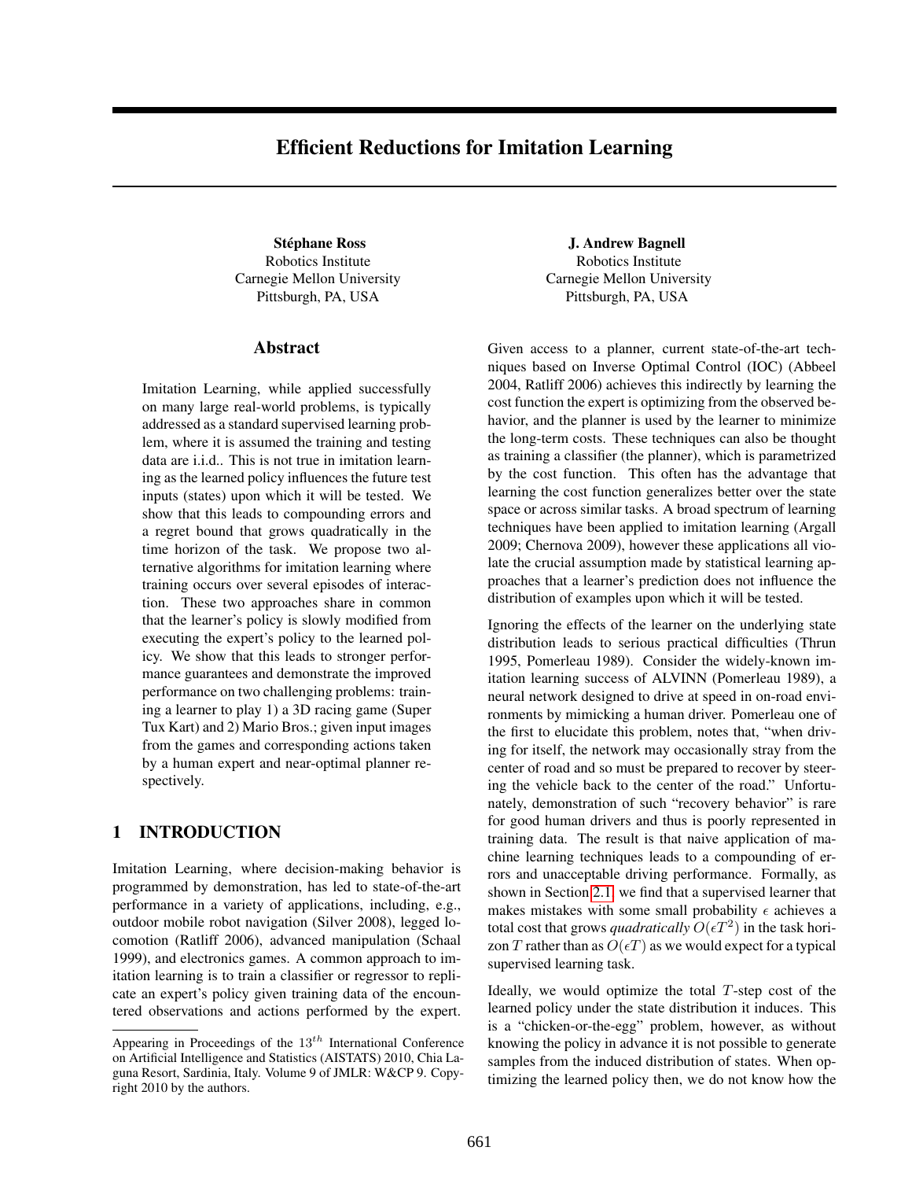# Efficient Reductions for Imitation Learning

**Stéphane Ross**
Robotics Institute
Carnegie Mellon University
Pittsburgh, PA, USA

**J. Andrew Bagnell**
Robotics Institute
Carnegie Mellon University
Pittsburgh, PA, USA

## Abstract

Imitation Learning, while applied successfully on many large real-world problems, is typically addressed as a standard supervised learning problem, where it is assumed the training and testing data are i.i.d.. This is not true in imitation learning as the learned policy influences the future test inputs (states) upon which it will be tested. We show that this leads to compounding errors and a regret bound that grows quadratically in the time horizon of the task. We propose two alternative algorithms for imitation learning where training occurs over several episodes of interaction. These two approaches share in common that the learner's policy is slowly modified from executing the expert's policy to the learned policy. We show that this leads to stronger performance guarantees and demonstrate the improved performance on two challenging problems: training a learner to play 1) a 3D racing game (Super Tux Kart) and 2) Mario Bros.; given input images from the games and corresponding actions taken by a human expert and near-optimal planner respectively.

## 1 INTRODUCTION

Imitation Learning, where decision-making behavior is programmed by demonstration, has led to state-of-the-art performance in a variety of applications, including, e.g., outdoor mobile robot navigation (Silver 2008), legged locomotion (Ratliff 2006), advanced manipulation (Schaal 1999), and electronics games. A common approach to imitation learning is to train a classifier or regressor to replicate an expert's policy given training data of the encountered observations and actions performed by the expert. Given access to a planner, current state-of-the-art techniques based on Inverse Optimal Control (IOC) (Abbeel 2004, Ratliff 2006) achieves this indirectly by learning the cost function the expert is optimizing from the observed behavior, and the planner is used by the learner to minimize the long-term costs. These techniques can also be thought as training a classifier (the planner), which is parametrized by the cost function. This often has the advantage that learning the cost function generalizes better over the state space or across similar tasks. A broad spectrum of learning techniques have been applied to imitation learning (Argall 2009; Chernova 2009), however these applications all violate the crucial assumption made by statistical learning approaches that a learner's prediction does not influence the distribution of examples upon which it will be tested.

Ignoring the effects of the learner on the underlying state distribution leads to serious practical difficulties (Thrun 1995, Pomerleau 1989). Consider the widely-known imitation learning success of ALVINN (Pomerleau 1989), a neural network designed to drive at speed in on-road environments by mimicking a human driver. Pomerleau one of the first to elucidate this problem, notes that, "when driving for itself, the network may occasionally stray from the center of road and so must be prepared to recover by steering the vehicle back to the center of the road." Unfortunately, demonstration of such "recovery behavior" is rare for good human drivers and thus is poorly represented in training data. The result is that naive application of machine learning techniques leads to a compounding of errors and unacceptable driving performance. Formally, as shown in Section 2.1, we find that a supervised learner that makes mistakes with some small probability $\epsilon$ achieves a total cost that grows *quadratically* $O(\epsilon T^2)$ in the task horizon $T$ rather than as $O(\epsilon T)$ as we would expect for a typical supervised learning task.

Ideally, we would optimize the total $T$-step cost of the learned policy under the state distribution it induces. This is a "chicken-or-the-egg" problem, however, as without knowing the policy in advance it is not possible to generate samples from the induced distribution of states. When optimizing the learned policy then, we do not know how the

Appearing in Proceedings of the $13^{th}$ International Conference on Artificial Intelligence and Statistics (AISTATS) 2010, Chia Laguna Resort, Sardinia, Italy. Volume 9 of JMLR: W&CP 9. Copyright 2010 by the authors.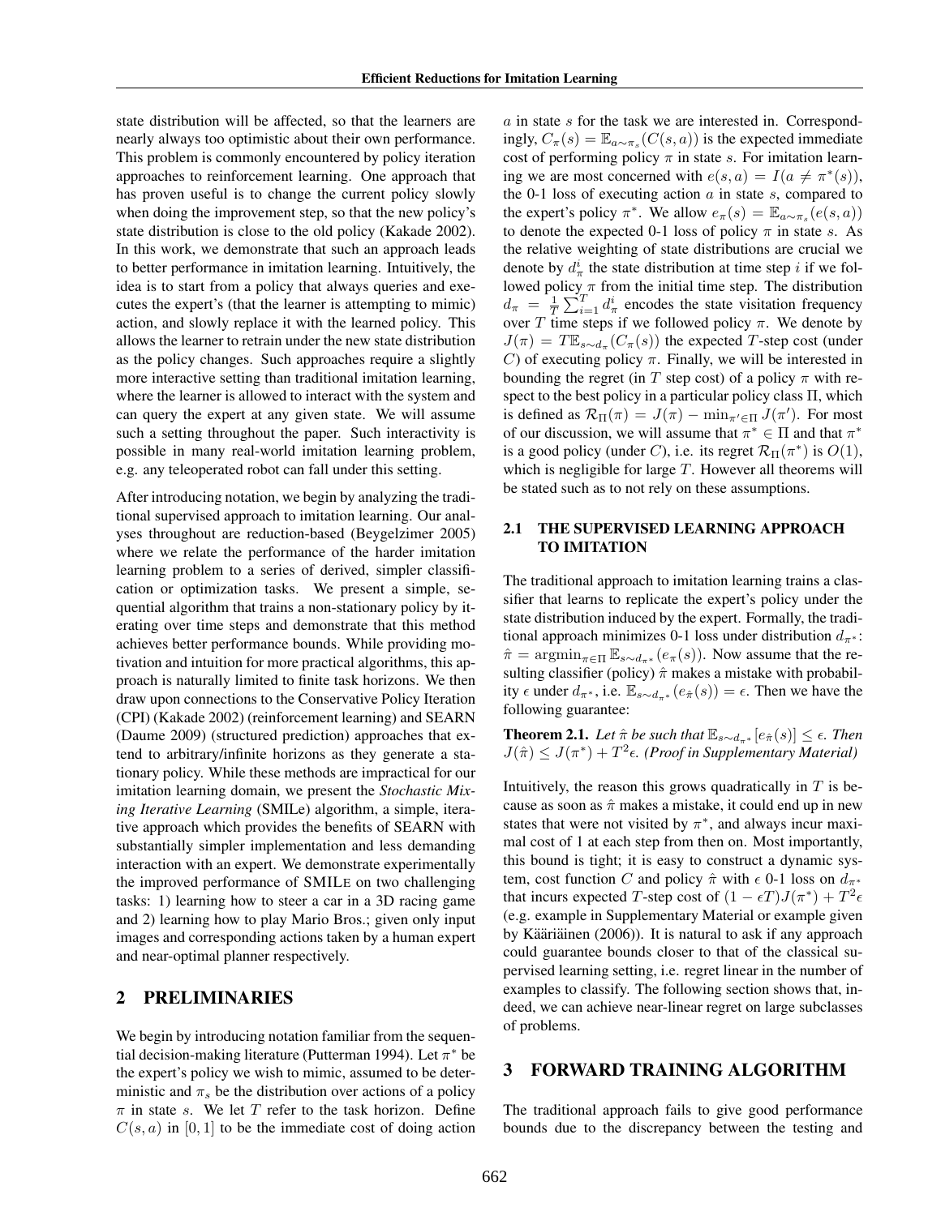state distribution will be affected, so that the learners are nearly always too optimistic about their own performance. This problem is commonly encountered by policy iteration approaches to reinforcement learning. One approach that has proven useful is to change the current policy slowly when doing the improvement step, so that the new policy's state distribution is close to the old policy (Kakade 2002). In this work, we demonstrate that such an approach leads to better performance in imitation learning. Intuitively, the idea is to start from a policy that always queries and executes the expert's (that the learner is attempting to mimic) action, and slowly replace it with the learned policy. This allows the learner to retrain under the new state distribution as the policy changes. Such approaches require a slightly more interactive setting than traditional imitation learning, where the learner is allowed to interact with the system and can query the expert at any given state. We will assume such a setting throughout the paper. Such interactivity is possible in many real-world imitation learning problem, e.g. any teleoperated robot can fall under this setting.

After introducing notation, we begin by analyzing the traditional supervised approach to imitation learning. Our analyses throughout are reduction-based (Beygelzimer 2005) where we relate the performance of the harder imitation learning problem to a series of derived, simpler classification or optimization tasks. We present a simple, sequential algorithm that trains a non-stationary policy by iterating over time steps and demonstrate that this method achieves better performance bounds. While providing motivation and intuition for more practical algorithms, this approach is naturally limited to finite task horizons. We then draw upon connections to the Conservative Policy Iteration (CPI) (Kakade 2002) (reinforcement learning) and SEARN (Daume 2009) (structured prediction) approaches that extend to arbitrary/infinite horizons as they generate a stationary policy. While these methods are impractical for our imitation learning domain, we present the *Stochastic Mixing Iterative Learning* (SMILe) algorithm, a simple, iterative approach which provides the benefits of SEARN with substantially simpler implementation and less demanding interaction with an expert. We demonstrate experimentally the improved performance of SMILE on two challenging tasks: 1) learning how to steer a car in a 3D racing game and 2) learning how to play Mario Bros.; given only input images and corresponding actions taken by a human expert and near-optimal planner respectively.

## 2 PRELIMINARIES

We begin by introducing notation familiar from the sequential decision-making literature (Putterman 1994). Let $\pi^*$ be the expert's policy we wish to mimic, assumed to be deterministic and $\pi_s$ be the distribution over actions of a policy $\pi$ in state $s$. We let $T$ refer to the task horizon. Define $C(s, a)$ in $[0, 1]$ to be the immediate cost of doing action $a$ in state $s$ for the task we are interested in. Correspondingly, $C_\pi(s) = \mathbb{E}_{a\sim\pi_s}(C(s, a))$ is the expected immediate cost of performing policy $\pi$ in state $s$. For imitation learning we are most concerned with $e(s, a) = I(a \neq \pi^*(s))$, the 0-1 loss of executing action $a$ in state $s$, compared to the expert's policy $\pi^*$. We allow $e_\pi(s) = \mathbb{E}_{a\sim\pi_s}(e(s, a))$ to denote the expected 0-1 loss of policy $\pi$ in state $s$. As the relative weighting of state distributions are crucial we denote by $d_\pi^i$ the state distribution at time step $i$ if we followed policy $\pi$ from the initial time step. The distribution $d_\pi = \frac{1}{T}\sum_{i=1}^{T} d_\pi^i$ encodes the state visitation frequency over $T$ time steps if we followed policy $\pi$. We denote by $J(\pi) = T\mathbb{E}_{s\sim d_\pi}(C_\pi(s))$ the expected $T$-step cost (under $C$) of executing policy $\pi$. Finally, we will be interested in bounding the regret (in $T$ step cost) of a policy $\pi$ with respect to the best policy in a particular policy class $\Pi$, which is defined as $\mathcal{R}_\Pi(\pi) = J(\pi) - \min_{\pi'\in\Pi} J(\pi')$. For most of our discussion, we will assume that $\pi^* \in \Pi$ and that $\pi^*$ is a good policy (under $C$), i.e. its regret $\mathcal{R}_\Pi(\pi^*)$ is $O(1)$, which is negligible for large $T$. However all theorems will be stated such as to not rely on these assumptions.

### 2.1 THE SUPERVISED LEARNING APPROACH TO IMITATION

The traditional approach to imitation learning trains a classifier that learns to replicate the expert's policy under the state distribution induced by the expert. Formally, the traditional approach minimizes 0-1 loss under distribution $d_{\pi^*}$: $\hat{\pi} = \operatorname{argmin}_{\pi\in\Pi} \mathbb{E}_{s\sim d_{\pi^*}}(e_\pi(s))$. Now assume that the resulting classifier (policy) $\hat{\pi}$ makes a mistake with probability $\epsilon$ under $d_{\pi^*}$, i.e. $\mathbb{E}_{s\sim d_{\pi^*}}(e_{\hat{\pi}}(s)) = \epsilon$. Then we have the following guarantee:

**Theorem 2.1.** *Let $\hat{\pi}$ be such that $\mathbb{E}_{s\sim d_{\pi^*}}[e_{\hat{\pi}}(s)] \leq \epsilon$. Then $J(\hat{\pi}) \leq J(\pi^*) + T^2\epsilon$. (Proof in Supplementary Material)*

Intuitively, the reason this grows quadratically in $T$ is because as soon as $\hat{\pi}$ makes a mistake, it could end up in new states that were not visited by $\pi^*$, and always incur maximal cost of 1 at each step from then on. Most importantly, this bound is tight; it is easy to construct a dynamic system, cost function $C$ and policy $\hat{\pi}$ with $\epsilon$ 0-1 loss on $d_{\pi^*}$ that incurs expected $T$-step cost of $(1 - \epsilon T)J(\pi^*) + T^2\epsilon$ (e.g. example in Supplementary Material or example given by Kääriäinen (2006)). It is natural to ask if any approach could guarantee bounds closer to that of the classical supervised learning setting, i.e. regret linear in the number of examples to classify. The following section shows that, indeed, we can achieve near-linear regret on large subclasses of problems.

## 3 FORWARD TRAINING ALGORITHM

The traditional approach fails to give good performance bounds due to the discrepancy between the testing and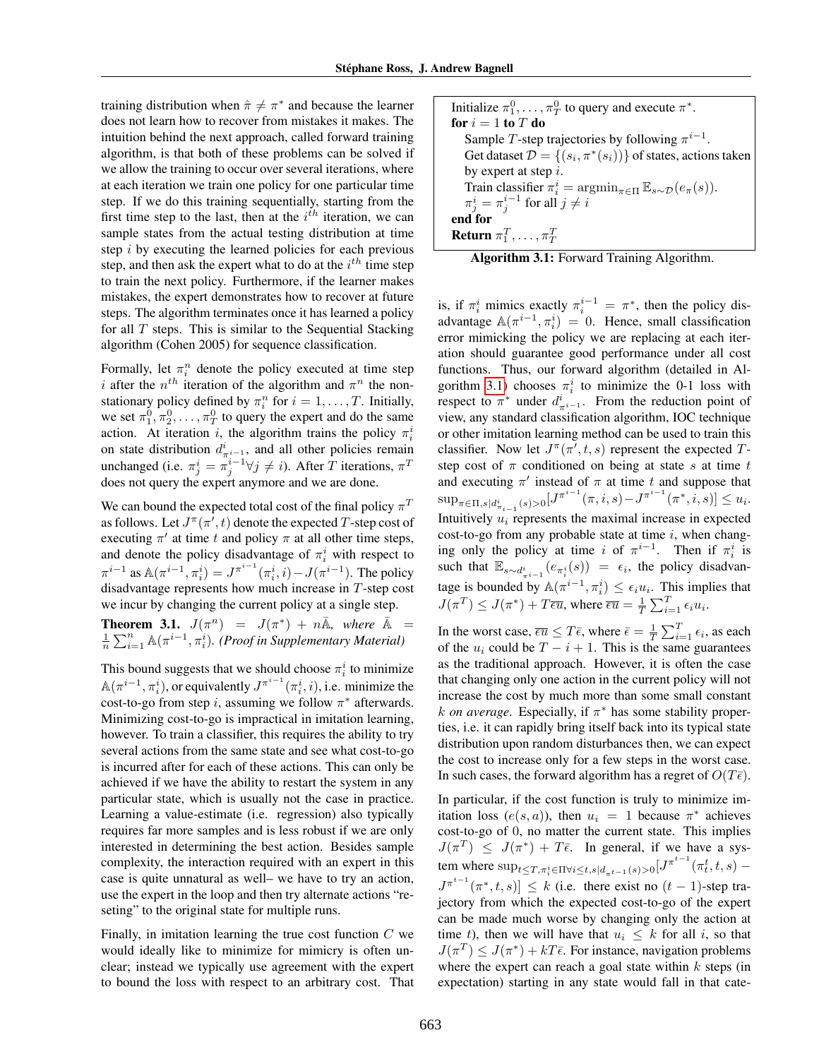training distribution when $\hat{\pi} \neq \pi^*$ and because the learner does not learn how to recover from mistakes it makes. The intuition behind the next approach, called forward training algorithm, is that both of these problems can be solved if we allow the training to occur over several iterations, where at each iteration we train one policy for one particular time step. If we do this training sequentially, starting from the first time step to the last, then at the $i^{th}$ iteration, we can sample states from the actual testing distribution at time step $i$ by executing the learned policies for each previous step, and then ask the expert what to do at the $i^{th}$ time step to train the next policy. Furthermore, if the learner makes mistakes, the expert demonstrates how to recover at future steps. The algorithm terminates once it has learned a policy for all $T$ steps. This is similar to the Sequential Stacking algorithm (Cohen 2005) for sequence classification.

Formally, let $\pi_i^n$ denote the policy executed at time step $i$ after the $n^{th}$ iteration of the algorithm and $\pi^n$ the non-stationary policy defined by $\pi_i^n$ for $i = 1, \ldots, T$. Initially, we set $\pi_1^0, \pi_2^0, \ldots, \pi_T^0$ to query the expert and do the same action. At iteration $i$, the algorithm trains the policy $\pi_i^i$ on state distribution $d^i_{\pi^{i-1}}$, and all other policies remain unchanged (i.e. $\pi_j^i = \pi_j^{i-1} \forall j \neq i$). After $T$ iterations, $\pi^T$ does not query the expert anymore and we are done.

We can bound the expected total cost of the final policy $\pi^T$ as follows. Let $J^\pi(\pi', t)$ denote the expected $T$-step cost of executing $\pi'$ at time $t$ and policy $\pi$ at all other time steps, and denote the policy disadvantage of $\pi_i^i$ with respect to $\pi^{i-1}$ as $\mathbb{A}(\pi^{i-1}, \pi_i^i) = J^{\pi^{i-1}}(\pi_i^i, i) - J(\pi^{i-1})$. The policy disadvantage represents how much increase in $T$-step cost we incur by changing the current policy at a single step.

**Theorem 3.1.** *$J(\pi^n) = J(\pi^*) + n\bar{\mathbb{A}}$, where $\bar{\mathbb{A}} = \frac{1}{n}\sum_{i=1}^n \mathbb{A}(\pi^{i-1}, \pi_i^i)$. (Proof in Supplementary Material)*

This bound suggests that we should choose $\pi_i^i$ to minimize $\mathbb{A}(\pi^{i-1}, \pi_i^i)$, or equivalently $J^{\pi^{i-1}}(\pi_i^i, i)$, i.e. minimize the cost-to-go from step $i$, assuming we follow $\pi^*$ afterwards. Minimizing cost-to-go is impractical in imitation learning, however. To train a classifier, this requires the ability to try several actions from the same state and see what cost-to-go is incurred after for each of these actions. This can only be achieved if we have the ability to restart the system in any particular state, which is usually not the case in practice. Learning a value-estimate (i.e. regression) also typically requires far more samples and is less robust if we are only interested in determining the best action. Besides sample complexity, the interaction required with an expert in this case is quite unnatural as well– we have to try an action, use the expert in the loop and then try alternate actions "reseting" to the original state for multiple runs.

Finally, in imitation learning the true cost function $C$ we would ideally like to minimize for mimicry is often unclear; instead we typically use agreement with the expert to bound the loss with respect to an arbitrary cost. That is, if $\pi_i^i$ mimics exactly $\pi_i^{i-1} = \pi^*$, then the policy disadvantage $\mathbb{A}(\pi^{i-1}, \pi_i^i) = 0$. Hence, small classification error mimicking the policy we are replacing at each iteration should guarantee good performance under all cost functions. Thus, our forward algorithm (detailed in Algorithm 3.1) chooses $\pi_i^i$ to minimize the 0-1 loss with respect to $\pi^*$ under $d^i_{\pi^{i-1}}$. From the reduction point of view, any standard classification algorithm, IOC technique or other imitation learning method can be used to train this classifier. Now let $J^\pi(\pi', t, s)$ represent the expected $T$-step cost of $\pi$ conditioned on being at state $s$ at time $t$ and executing $\pi'$ instead of $\pi$ at time $t$ and suppose that $\sup_{\pi \in \Pi, s | d^i_{\pi_{i-1}}(s) > 0}[J^{\pi^{i-1}}(\pi, i, s) - J^{\pi^{i-1}}(\pi^*, i, s)] \leq u_i$. Intuitively $u_i$ represents the maximal increase in expected cost-to-go from any probable state at time $i$, when changing only the policy at time $i$ of $\pi^{i-1}$. Then if $\pi_i^i$ is such that $\mathbb{E}_{s \sim d^i_{\pi^{i-1}}}(e_{\pi_i^i}(s)) = \epsilon_i$, the policy disadvantage is bounded by $\mathbb{A}(\pi^{i-1}, \pi_i^i) \leq \epsilon_i u_i$. This implies that $J(\pi^T) \leq J(\pi^*) + T\overline{\epsilon u}$, where $\overline{\epsilon u} = \frac{1}{T}\sum_{i=1}^T \epsilon_i u_i$.

```
Initialize π_1^0, ..., π_T^0 to query and execute π*.
for i = 1 to T do
    Sample T-step trajectories by following π^{i-1}.
    Get dataset D = {(s_i, π*(s_i))} of states, actions taken
    by expert at step i.
    Train classifier π_i^i = argmin_{π∈Π} E_{s~D}(e_π(s)).
    π_j^i = π_j^{i-1} for all j ≠ i
end for
Return π_1^T, ..., π_T^T
```

**Algorithm 3.1:** Forward Training Algorithm.

In the worst case, $\overline{\epsilon u} \leq T\bar{\epsilon}$, where $\bar{\epsilon} = \frac{1}{T}\sum_{i=1}^T \epsilon_i$, as each of the $u_i$ could be $T - i + 1$. This is the same guarantees as the traditional approach. However, it is often the case that changing only one action in the current policy will not increase the cost by much more than some small constant $k$ *on average*. Especially, if $\pi^*$ has some stability properties, i.e. it can rapidly bring itself back into its typical state distribution upon random disturbances then, we can expect the cost to increase only for a few steps in the worst case. In such cases, the forward algorithm has a regret of $O(T\bar{\epsilon})$.

In particular, if the cost function is truly to minimize imitation loss ($e(s, a)$), then $u_i = 1$ because $\pi^*$ achieves cost-to-go of 0, no matter the current state. This implies $J(\pi^T) \leq J(\pi^*) + T\bar{\epsilon}$. In general, if we have a system where $\sup_{t \leq T, \pi_i^i \in \Pi \forall i \leq t, s | d_{\pi^{t-1}}(s) > 0}[J^{\pi^{t-1}}(\pi_t^t, t, s) - J^{\pi^{t-1}}(\pi^*, t, s)] \leq k$ (i.e. there exist no $(t-1)$-step trajectory from which the expected cost-to-go of the expert can be made much worse by changing only the action at time $t$), then we will have that $u_i \leq k$ for all $i$, so that $J(\pi^T) \leq J(\pi^*) + kT\bar{\epsilon}$. For instance, navigation problems where the expert can reach a goal state within $k$ steps (in expectation) starting in any state would fall in that cate-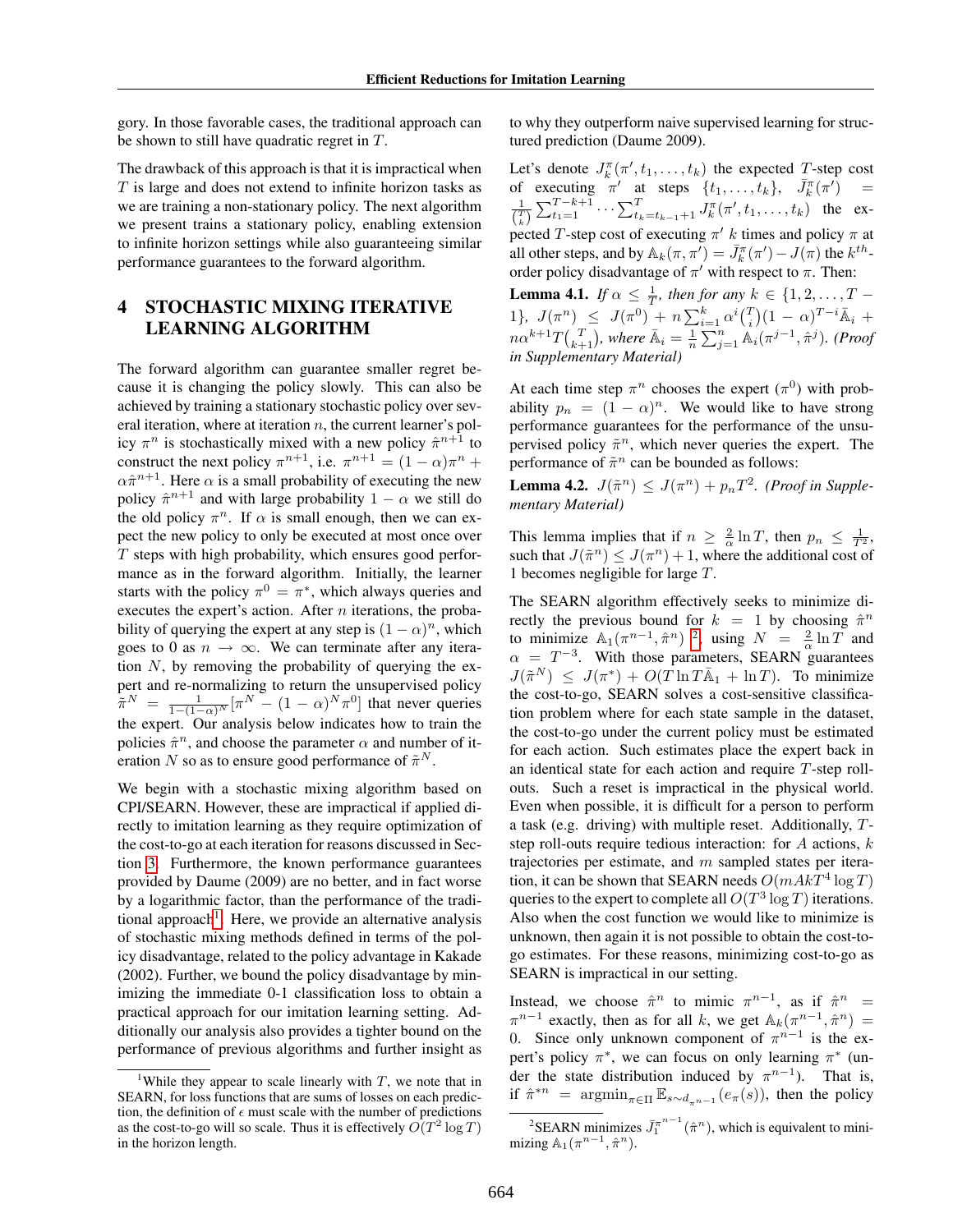gory. In those favorable cases, the traditional approach can be shown to still have quadratic regret in $T$.

The drawback of this approach is that it is impractical when $T$ is large and does not extend to infinite horizon tasks as we are training a non-stationary policy. The next algorithm we present trains a stationary policy, enabling extension to infinite horizon settings while also guaranteeing similar performance guarantees to the forward algorithm.

## 4 STOCHASTIC MIXING ITERATIVE LEARNING ALGORITHM

The forward algorithm can guarantee smaller regret because it is changing the policy slowly. This can also be achieved by training a stationary stochastic policy over several iteration, where at iteration $n$, the current learner's policy $\pi^n$ is stochastically mixed with a new policy $\hat{\pi}^{n+1}$ to construct the next policy $\pi^{n+1}$, i.e. $\pi^{n+1} = (1-\alpha)\pi^n + \alpha\hat{\pi}^{n+1}$. Here $\alpha$ is a small probability of executing the new policy $\hat{\pi}^{n+1}$ and with large probability $1-\alpha$ we still do the old policy $\pi^n$. If $\alpha$ is small enough, then we can expect the new policy to only be executed at most once over $T$ steps with high probability, which ensures good performance as in the forward algorithm. Initially, the learner starts with the policy $\pi^0 = \pi^*$, which always queries and executes the expert's action. After $n$ iterations, the probability of querying the expert at any step is $(1-\alpha)^n$, which goes to 0 as $n \to \infty$. We can terminate after any iteration $N$, by removing the probability of querying the expert and re-normalizing to return the unsupervised policy $\tilde{\pi}^N = \frac{1}{1-(1-\alpha)^N}[\pi^N - (1-\alpha)^N\pi^0]$ that never queries the expert. Our analysis below indicates how to train the policies $\hat{\pi}^n$, and choose the parameter $\alpha$ and number of iteration $N$ so as to ensure good performance of $\tilde{\pi}^N$.

We begin with a stochastic mixing algorithm based on CPI/SEARN. However, these are impractical if applied directly to imitation learning as they require optimization of the cost-to-go at each iteration for reasons discussed in Section 3. Furthermore, the known performance guarantees provided by Daume (2009) are no better, and in fact worse by a logarithmic factor, than the performance of the traditional approach[1]. Here, we provide an alternative analysis of stochastic mixing methods defined in terms of the policy disadvantage, related to the policy advantage in Kakade (2002). Further, we bound the policy disadvantage by minimizing the immediate 0-1 classification loss to obtain a practical approach for our imitation learning setting. Additionally our analysis also provides a tighter bound on the performance of previous algorithms and further insight as to why they outperform naive supervised learning for structured prediction (Daume 2009).

Let's denote $J_k^\pi(\pi', t_1, \dots, t_k)$ the expected $T$-step cost of executing $\pi'$ at steps $\{t_1, \dots, t_k\}$, $\bar{J}_k^\pi(\pi') = \frac{1}{\binom{T}{k}} \sum_{t_1=1}^{T-k+1} \cdots \sum_{t_k=t_{k-1}+1}^{T} J_k^\pi(\pi', t_1, \dots, t_k)$ the expected $T$-step cost of executing $\pi'$ $k$ times and policy $\pi$ at all other steps, and by $\mathbb{A}_k(\pi, \pi') = \bar{J}_k^\pi(\pi') - J(\pi)$ the $k^{th}$-order policy disadvantage of $\pi'$ with respect to $\pi$. Then:

**Lemma 4.1.** *If $\alpha \leq \frac{1}{T}$, then for any $k \in \{1, 2, \dots, T-1\}$, $J(\pi^n) \leq J(\pi^0) + n\sum_{i=1}^{k} \alpha^i \binom{T}{i}(1-\alpha)^{T-i}\bar{\mathbb{A}}_i + n\alpha^{k+1}T\binom{T}{k+1}$, where $\bar{\mathbb{A}}_i = \frac{1}{n}\sum_{j=1}^{n} \mathbb{A}_i(\pi^{j-1}, \hat{\pi}^j)$. (Proof in Supplementary Material)*

At each time step $\pi^n$ chooses the expert ($\pi^0$) with probability $p_n = (1-\alpha)^n$. We would like to have strong performance guarantees for the performance of the unsupervised policy $\tilde{\pi}^n$, which never queries the expert. The performance of $\tilde{\pi}^n$ can be bounded as follows:

**Lemma 4.2.** *$J(\tilde{\pi}^n) \leq J(\pi^n) + p_n T^2$. (Proof in Supplementary Material)*

This lemma implies that if $n \geq \frac{2}{\alpha}\ln T$, then $p_n \leq \frac{1}{T^2}$, such that $J(\tilde{\pi}^n) \leq J(\pi^n) + 1$, where the additional cost of 1 becomes negligible for large $T$.

The SEARN algorithm effectively seeks to minimize directly the previous bound for $k = 1$ by choosing $\hat{\pi}^n$ to minimize $\mathbb{A}_1(\pi^{n-1}, \hat{\pi}^n)$ [2], using $N = \frac{2}{\alpha}\ln T$ and $\alpha = T^{-3}$. With those parameters, SEARN guarantees $J(\tilde{\pi}^N) \leq J(\pi^*) + O(T\ln T\bar{\mathbb{A}}_1 + \ln T)$. To minimize the cost-to-go, SEARN solves a cost-sensitive classification problem where for each state sample in the dataset, the cost-to-go under the current policy must be estimated for each action. Such estimates place the expert back in an identical state for each action and require $T$-step roll-outs. Such a reset is impractical in the physical world. Even when possible, it is difficult for a person to perform a task (e.g. driving) with multiple reset. Additionally, $T$-step roll-outs require tedious interaction: for $A$ actions, $k$ trajectories per estimate, and $m$ sampled states per iteration, it can be shown that SEARN needs $O(mAkT^4\log T)$ queries to the expert to complete all $O(T^3\log T)$ iterations. Also when the cost function we would like to minimize is unknown, then again it is not possible to obtain the cost-to-go estimates. For these reasons, minimizing cost-to-go as SEARN is impractical in our setting.

Instead, we choose $\hat{\pi}^n$ to mimic $\pi^{n-1}$, as if $\hat{\pi}^n = \pi^{n-1}$ exactly, then as for all $k$, we get $\mathbb{A}_k(\pi^{n-1}, \hat{\pi}^n) = 0$. Since only unknown component of $\pi^{n-1}$ is the expert's policy $\pi^*$, we can focus on only learning $\pi^*$ (under the state distribution induced by $\pi^{n-1}$). That is, if $\hat{\pi}^{*n} = \text{argmin}_{\pi\in\Pi}\mathbb{E}_{s\sim d_{\pi^{n-1}}}(e_\pi(s))$, then the policy

[1] While they appear to scale linearly with $T$, we note that in SEARN, for loss functions that are sums of losses on each prediction, the definition of $\epsilon$ must scale with the number of predictions as the cost-to-go will so scale. Thus it is effectively $O(T^2\log T)$ in the horizon length.

[2] SEARN minimizes $\bar{J}_1^{\pi^{n-1}}(\hat{\pi}^n)$, which is equivalent to minimizing $\mathbb{A}_1(\pi^{n-1}, \hat{\pi}^n)$.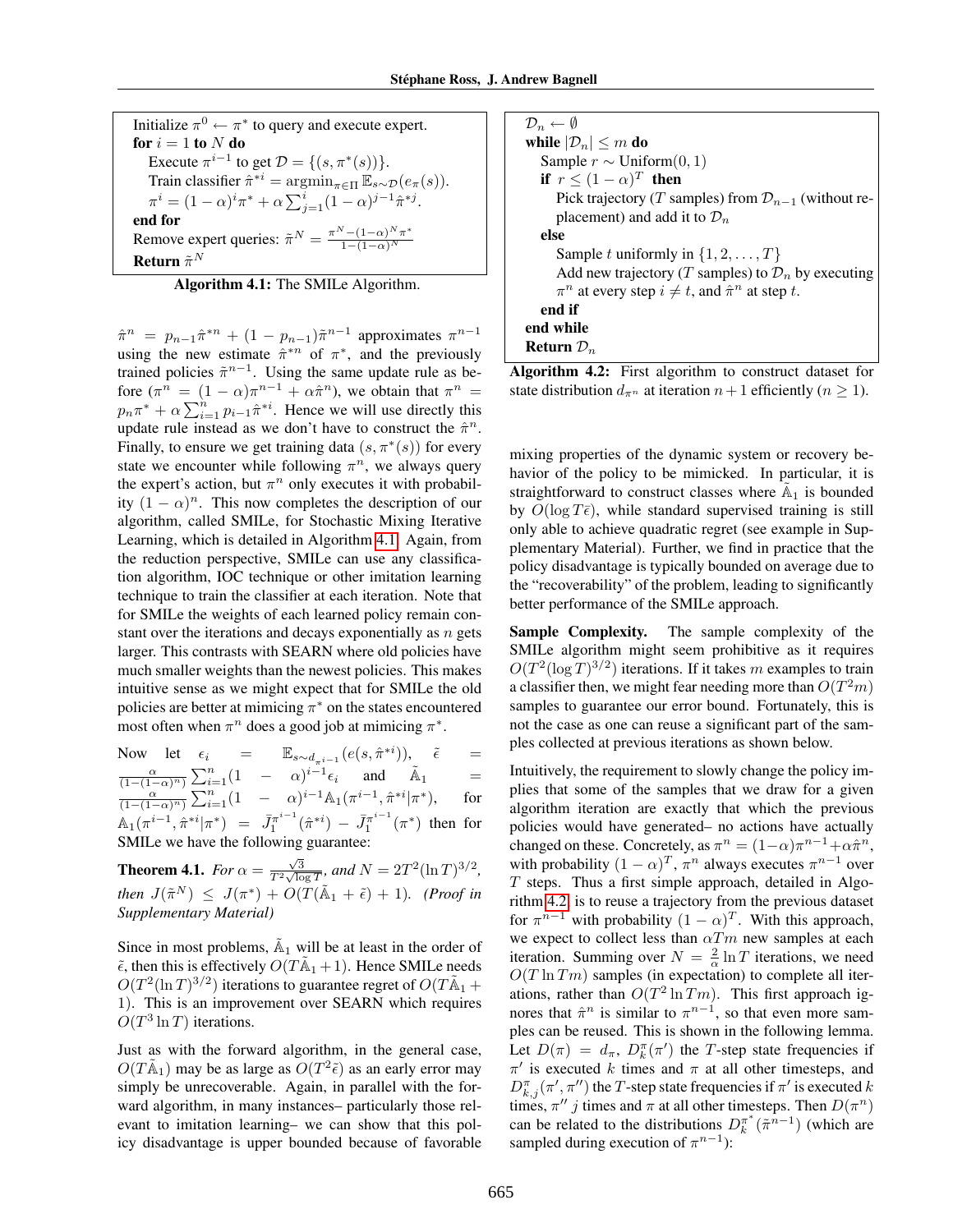```
Initialize π^0 ← π* to query and execute expert.
for i = 1 to N do
    Execute π^{i-1} to get D = {(s, π*(s))}.
    Train classifier π̂^{*i} = argmin_{π∈Π} E_{s~D}(e_π(s)).
    π^i = (1 − α)^i π* + α Σ_{j=1}^{i} (1 − α)^{j−1} π̂^{*j}.
end for
Remove expert queries: π̃^N = (π^N − (1−α)^N π*) / (1 − (1−α)^N)
Return π̃^N
```

**Algorithm 4.1:** The SMILe Algorithm.

$\hat{\pi}^n = p_{n-1}\hat{\pi}^{*n} + (1 - p_{n-1})\tilde{\pi}^{n-1}$ approximates $\pi^{n-1}$ using the new estimate $\hat{\pi}^{*n}$ of $\pi^*$, and the previously trained policies $\tilde{\pi}^{n-1}$. Using the same update rule as before ($\pi^n = (1-\alpha)\pi^{n-1} + \alpha\hat{\pi}^n$), we obtain that $\pi^n = p_n\pi^* + \alpha\sum_{i=1}^{n} p_{i-1}\hat{\pi}^{*i}$. Hence we will use directly this update rule instead as we don't have to construct the $\hat{\pi}^n$. Finally, to ensure we get training data $(s, \pi^*(s))$ for every state we encounter while following $\pi^n$, we always query the expert's action, but $\pi^n$ only executes it with probability $(1-\alpha)^n$. This now completes the description of our algorithm, called SMILe, for Stochastic Mixing Iterative Learning, which is detailed in Algorithm 4.1. Again, from the reduction perspective, SMILe can use any classification algorithm, IOC technique or other imitation learning technique to train the classifier at each iteration. Note that for SMILe the weights of each learned policy remain constant over the iterations and decays exponentially as $n$ gets larger. This contrasts with SEARN where old policies have much smaller weights than the newest policies. This makes intuitive sense as we might expect that for SMILe the old policies are better at mimicing $\pi^*$ on the states encountered most often when $\pi^n$ does a good job at mimicing $\pi^*$.

Now let $\epsilon_i = \mathbb{E}_{s\sim d_{\pi^{i-1}}}(e(s, \hat{\pi}^{*i}))$, $\tilde{\epsilon} = \frac{\alpha}{(1-(1-\alpha)^n)}\sum_{i=1}^{n}(1-\alpha)^{i-1}\epsilon_i$ and $\tilde{\mathbb{A}}_1 = \frac{\alpha}{(1-(1-\alpha)^n)}\sum_{i=1}^{n}(1-\alpha)^{i-1}\mathbb{A}_1(\pi^{i-1}, \hat{\pi}^{*i}|\pi^*)$, for $\mathbb{A}_1(\pi^{i-1}, \hat{\pi}^{*i}|\pi^*) = \bar{J}_1^{\pi^{i-1}}(\hat{\pi}^{*i}) - \bar{J}_1^{\pi^{i-1}}(\pi^*)$ then for SMILe we have the following guarantee:

**Theorem 4.1.** *For $\alpha = \frac{\sqrt{3}}{T^2\sqrt{\log T}}$, and $N = 2T^2(\ln T)^{3/2}$, then $J(\tilde{\pi}^N) \leq J(\pi^*) + O(T(\tilde{\mathbb{A}}_1 + \tilde{\epsilon}) + 1)$. (Proof in Supplementary Material)*

Since in most problems, $\tilde{\mathbb{A}}_1$ will be at least in the order of $\tilde{\epsilon}$, then this is effectively $O(T\tilde{\mathbb{A}}_1 + 1)$. Hence SMILe needs $O(T^2(\ln T)^{3/2})$ iterations to guarantee regret of $O(T\tilde{\mathbb{A}}_1 + 1)$. This is an improvement over SEARN which requires $O(T^3 \ln T)$ iterations.

Just as with the forward algorithm, in the general case, $O(T\tilde{\mathbb{A}}_1)$ may be as large as $O(T^2\tilde{\epsilon})$ as an early error may simply be unrecoverable. Again, in parallel with the forward algorithm, in many instances– particularly those relevant to imitation learning– we can show that this policy disadvantage is upper bounded because of favorable

```
D_n ← ∅
while |D_n| ≤ m do
    Sample r ~ Uniform(0, 1)
    if r ≤ (1 − α)^T then
        Pick trajectory (T samples) from D_{n−1} (without replacement) and add it to D_n
    else
        Sample t uniformly in {1, 2, ..., T}
        Add new trajectory (T samples) to D_n by executing
        π^n at every step i ≠ t, and π̂^n at step t.
    end if
end while
Return D_n
```

**Algorithm 4.2:** First algorithm to construct dataset for state distribution $d_{\pi^n}$ at iteration $n+1$ efficiently ($n \geq 1$).

mixing properties of the dynamic system or recovery behavior of the policy to be mimicked. In particular, it is straightforward to construct classes where $\tilde{\mathbb{A}}_1$ is bounded by $O(\log T\tilde{\epsilon})$, while standard supervised training is still only able to achieve quadratic regret (see example in Supplementary Material). Further, we find in practice that the policy disadvantage is typically bounded on average due to the "recoverability" of the problem, leading to significantly better performance of the SMILe approach.

**Sample Complexity.** The sample complexity of the SMILe algorithm might seem prohibitive as it requires $O(T^2(\log T)^{3/2})$ iterations. If it takes $m$ examples to train a classifier then, we might fear needing more than $O(T^2 m)$ samples to guarantee our error bound. Fortunately, this is not the case as one can reuse a significant part of the samples collected at previous iterations as shown below.

Intuitively, the requirement to slowly change the policy implies that some of the samples that we draw for a given algorithm iteration are exactly that which the previous policies would have generated– no actions have actually changed on these. Concretely, as $\pi^n = (1-\alpha)\pi^{n-1} + \alpha\hat{\pi}^n$, with probability $(1-\alpha)^T$, $\pi^n$ always executes $\pi^{n-1}$ over $T$ steps. Thus a first simple approach, detailed in Algorithm 4.2, is to reuse a trajectory from the previous dataset for $\pi^{n-1}$ with probability $(1-\alpha)^T$. With this approach, we expect to collect less than $\alpha Tm$ new samples at each iteration. Summing over $N = \frac{2}{\alpha}\ln T$ iterations, we need $O(T \ln Tm)$ samples (in expectation) to complete all iterations, rather than $O(T^2 \ln Tm)$. This first approach ignores that $\hat{\pi}^n$ is similar to $\pi^{n-1}$, so that even more samples can be reused. This is shown in the following lemma. Let $D(\pi) = d_\pi$, $D_k^\pi(\pi')$ the $T$-step state frequencies if $\pi'$ is executed $k$ times and $\pi$ at all other timesteps, and $D_{k,j}^\pi(\pi', \pi'')$ the $T$-step state frequencies if $\pi'$ is executed $k$ times, $\pi''$ $j$ times and $\pi$ at all other timesteps. Then $D(\pi^n)$ can be related to the distributions $D_k^{\pi^*}(\tilde{\pi}^{n-1})$ (which are sampled during execution of $\pi^{n-1}$):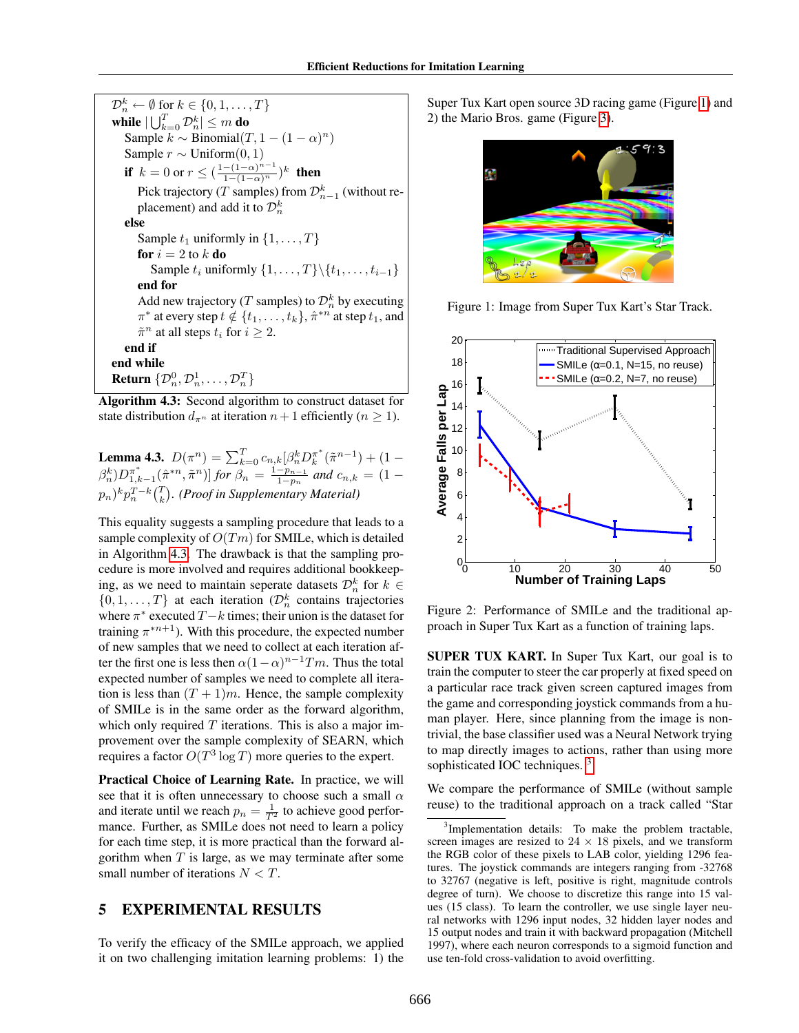$\mathcal{D}_n^k \leftarrow \emptyset$ for $k \in \{0, 1, \ldots, T\}$
**while** $|\bigcup_{k=0}^T \mathcal{D}_n^k| \leq m$ **do**
  Sample $k \sim \text{Binomial}(T, 1 - (1-\alpha)^n)$
  Sample $r \sim \text{Uniform}(0, 1)$
  **if** $k = 0$ or $r \leq (\frac{1-(1-\alpha)^{n-1}}{1-(1-\alpha)^n})^k$ **then**
    Pick trajectory ($T$ samples) from $\mathcal{D}_{n-1}^k$ (without replacement) and add it to $\mathcal{D}_n^k$
  **else**
    Sample $t_1$ uniformly in $\{1, \ldots, T\}$
    **for** $i = 2$ to $k$ **do**
      Sample $t_i$ uniformly $\{1, \ldots, T\} \backslash \{t_1, \ldots, t_{i-1}\}$
    **end for**
    Add new trajectory ($T$ samples) to $\mathcal{D}_n^k$ by executing $\pi^*$ at every step $t \notin \{t_1, \ldots, t_k\}$, $\hat{\pi}^{*n}$ at step $t_1$, and $\tilde{\pi}^n$ at all steps $t_i$ for $i \geq 2$.
  **end if**
**end while**
**Return** $\{\mathcal{D}_n^0, \mathcal{D}_n^1, \ldots, \mathcal{D}_n^T\}$

**Algorithm 4.3:** Second algorithm to construct dataset for state distribution $d_{\pi^n}$ at iteration $n+1$ efficiently ($n \geq 1$).

**Lemma 4.3.** $D(\pi^n) = \sum_{k=0}^T c_{n,k}[\beta_n^k D_k^{\pi^*}(\tilde{\pi}^{n-1}) + (1 - \beta_n^k) D_{1,k-1}^{\pi^*}(\hat{\pi}^{*n}, \tilde{\pi}^n)]$ *for* $\beta_n = \frac{1-p_{n-1}}{1-p_n}$ *and* $c_{n,k} = (1 - p_n)^k p_n^{T-k}\binom{T}{k}$. *(Proof in Supplementary Material)*

This equality suggests a sampling procedure that leads to a sample complexity of $O(Tm)$ for SMILe, which is detailed in Algorithm 4.3. The drawback is that the sampling procedure is more involved and requires additional bookkeeping, as we need to maintain seperate datasets $\mathcal{D}_n^k$ for $k \in \{0, 1, \ldots, T\}$ at each iteration ($\mathcal{D}_n^k$ contains trajectories where $\pi^*$ executed $T-k$ times; their union is the dataset for training $\pi^{*n+1}$). With this procedure, the expected number of new samples that we need to collect at each iteration after the first one is less then $\alpha(1-\alpha)^{n-1}Tm$. Thus the total expected number of samples we need to complete all iteration is less than $(T+1)m$. Hence, the sample complexity of SMILe is in the same order as the forward algorithm, which only required $T$ iterations. This is also a major improvement over the sample complexity of SEARN, which requires a factor $O(T^3 \log T)$ more queries to the expert.

**Practical Choice of Learning Rate.** In practice, we will see that it is often unnecessary to choose such a small $\alpha$ and iterate until we reach $p_n = \frac{1}{T^2}$ to achieve good performance. Further, as SMILe does not need to learn a policy for each time step, it is more practical than the forward algorithm when $T$ is large, as we may terminate after some small number of iterations $N < T$.

# 5 EXPERIMENTAL RESULTS

To verify the efficacy of the SMILe approach, we applied it on two challenging imitation learning problems: 1) the Super Tux Kart open source 3D racing game (Figure 1) and 2) the Mario Bros. game (Figure 3).

Figure 1: Image from Super Tux Kart's Star Track.

Figure 2: Performance of SMILe and the traditional approach in Super Tux Kart as a function of training laps.

**SUPER TUX KART.** In Super Tux Kart, our goal is to train the computer to steer the car properly at fixed speed on a particular race track given screen captured images from the game and corresponding joystick commands from a human player. Here, since planning from the image is nontrivial, the base classifier used was a Neural Network trying to map directly images to actions, rather than using more sophisticated IOC techniques.[3]

We compare the performance of SMILe (without sample reuse) to the traditional approach on a track called "Star

[3]Implementation details: To make the problem tractable, screen images are resized to 24 × 18 pixels, and we transform the RGB color of these pixels to LAB color, yielding 1296 features. The joystick commands are integers ranging from -32768 to 32767 (negative is left, positive is right, magnitude controls degree of turn). We choose to discretize this range into 15 values (15 class). To learn the controller, we use single layer neural networks with 1296 input nodes, 32 hidden layer nodes and 15 output nodes and train it with backward propagation (Mitchell 1997), where each neuron corresponds to a sigmoid function and use ten-fold cross-validation to avoid overfitting.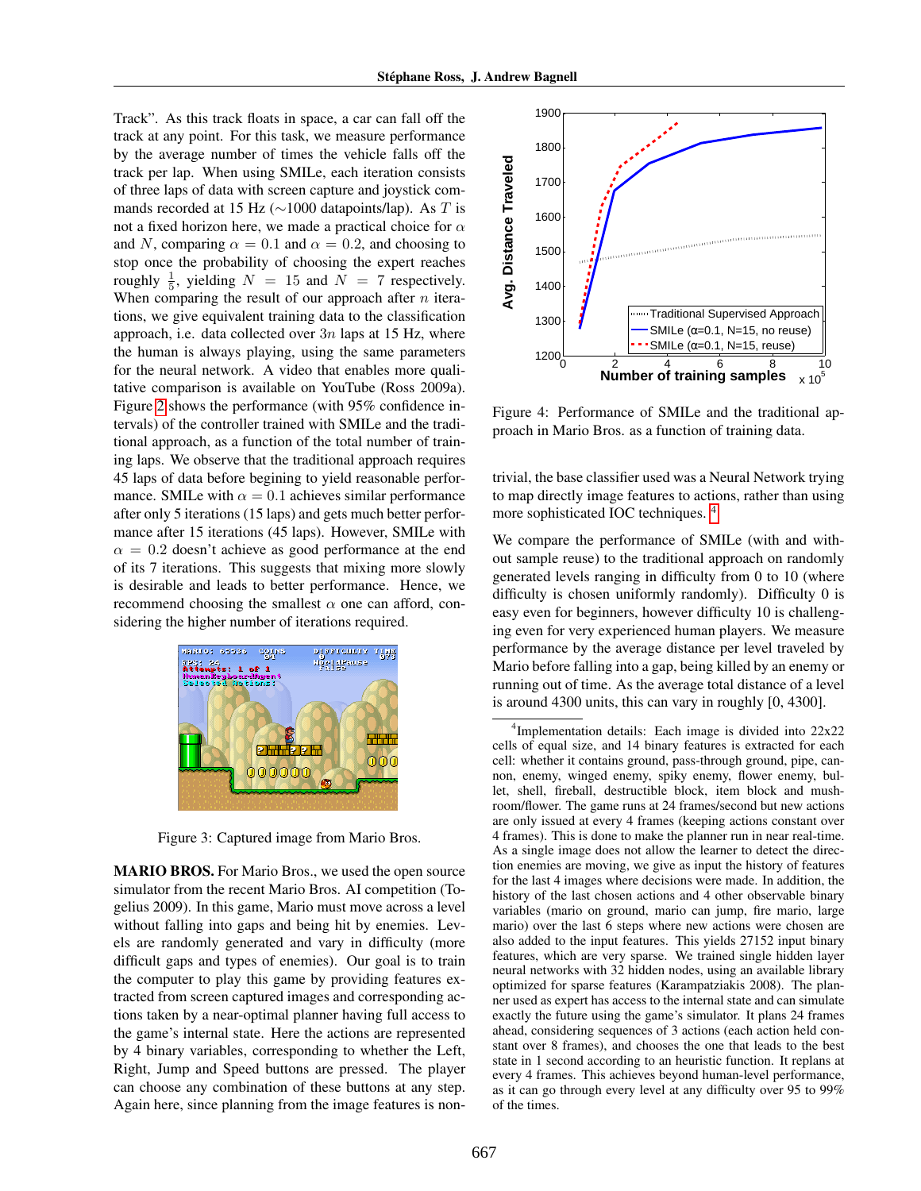Track". As this track floats in space, a car can fall off the track at any point. For this task, we measure performance by the average number of times the vehicle falls off the track per lap. When using SMILe, each iteration consists of three laps of data with screen capture and joystick commands recorded at 15 Hz (∼1000 datapoints/lap). As $T$ is not a fixed horizon here, we made a practical choice for $\alpha$ and $N$, comparing $\alpha = 0.1$ and $\alpha = 0.2$, and choosing to stop once the probability of choosing the expert reaches roughly $\frac{1}{5}$, yielding $N = 15$ and $N = 7$ respectively. When comparing the result of our approach after $n$ iterations, we give equivalent training data to the classification approach, i.e. data collected over $3n$ laps at 15 Hz, where the human is always playing, using the same parameters for the neural network. A video that enables more qualitative comparison is available on YouTube (Ross 2009a). Figure 2 shows the performance (with 95% confidence intervals) of the controller trained with SMILe and the traditional approach, as a function of the total number of training laps. We observe that the traditional approach requires 45 laps of data before begining to yield reasonable performance. SMILe with $\alpha = 0.1$ achieves similar performance after only 5 iterations (15 laps) and gets much better performance after 15 iterations (45 laps). However, SMILe with $\alpha = 0.2$ doesn't achieve as good performance at the end of its 7 iterations. This suggests that mixing more slowly is desirable and leads to better performance. Hence, we recommend choosing the smallest $\alpha$ one can afford, considering the higher number of iterations required.

Figure 3: Captured image from Mario Bros.

**MARIO BROS.** For Mario Bros., we used the open source simulator from the recent Mario Bros. AI competition (Togelius 2009). In this game, Mario must move across a level without falling into gaps and being hit by enemies. Levels are randomly generated and vary in difficulty (more difficult gaps and types of enemies). Our goal is to train the computer to play this game by providing features extracted from screen captured images and corresponding actions taken by a near-optimal planner having full access to the game's internal state. Here the actions are represented by 4 binary variables, corresponding to whether the Left, Right, Jump and Speed buttons are pressed. The player can choose any combination of these buttons at any step. Again here, since planning from the image features is non-trivial, the base classifier used was a Neural Network trying to map directly image features to actions, rather than using more sophisticated IOC techniques. [4]

Figure 4: Performance of SMILe and the traditional approach in Mario Bros. as a function of training data.

We compare the performance of SMILe (with and without sample reuse) to the traditional approach on randomly generated levels ranging in difficulty from 0 to 10 (where difficulty is chosen uniformly randomly). Difficulty 0 is easy even for beginners, however difficulty 10 is challenging even for very experienced human players. We measure performance by the average distance per level traveled by Mario before falling into a gap, being killed by an enemy or running out of time. As the average total distance of a level is around 4300 units, this can vary in roughly [0, 4300].

[4] Implementation details: Each image is divided into 22x22 cells of equal size, and 14 binary features is extracted for each cell: whether it contains ground, pass-through ground, pipe, cannon, enemy, winged enemy, spiky enemy, flower enemy, bullet, shell, fireball, destructible block, item block and mushroom/flower. The game runs at 24 frames/second but new actions are only issued at every 4 frames (keeping actions constant over 4 frames). This is done to make the planner run in near real-time. As a single image does not allow the learner to detect the direction enemies are moving, we give as input the history of features for the last 4 images where decisions were made. In addition, the history of the last chosen actions and 4 other observable binary variables (mario on ground, mario can jump, fire mario, large mario) over the last 6 steps where new actions were chosen are also added to the input features. This yields 27152 input binary features, which are very sparse. We trained single hidden layer neural networks with 32 hidden nodes, using an available library optimized for sparse features (Karampatziakis 2008). The planner used as expert has access to the internal state and can simulate exactly the future using the game's simulator. It plans 24 frames ahead, considering sequences of 3 actions (each action held constant over 8 frames), and chooses the one that leads to the best state in 1 second according to an heuristic function. It replans at every 4 frames. This achieves beyond human-level performance, as it can go through every level at any difficulty over 95 to 99% of the times.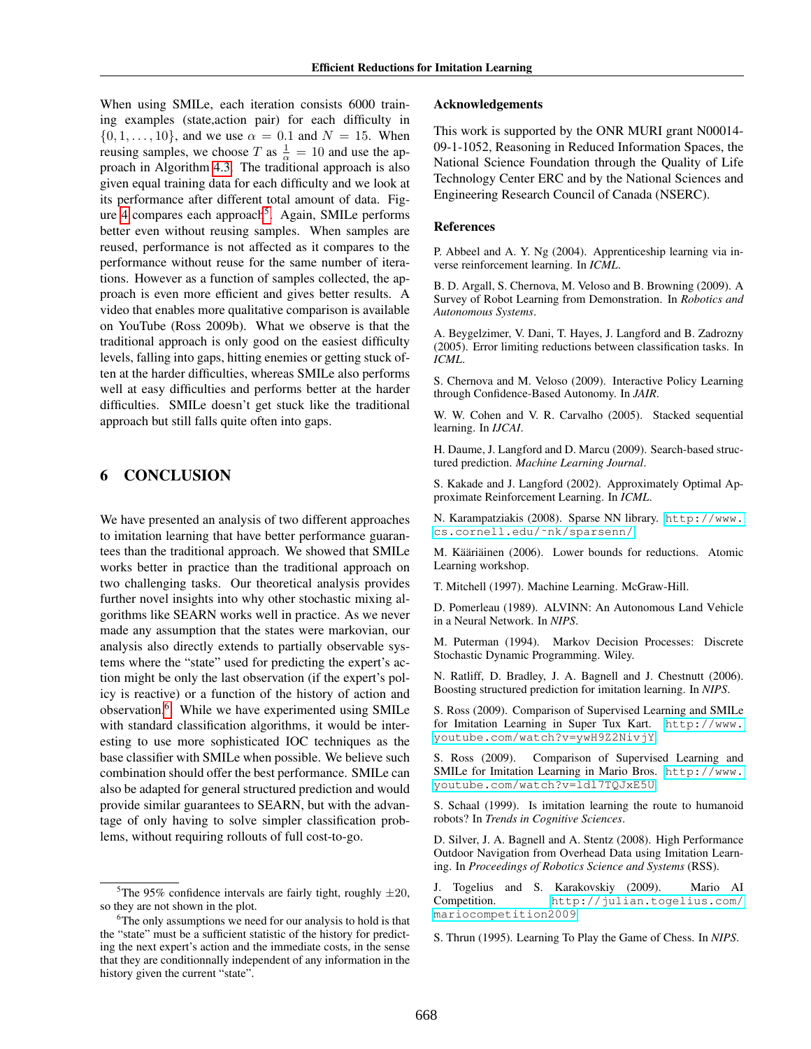When using SMILe, each iteration consists 6000 training examples (state,action pair) for each difficulty in $\{0, 1, \ldots, 10\}$, and we use $\alpha = 0.1$ and $N = 15$. When reusing samples, we choose $T$ as $\frac{1}{\alpha} = 10$ and use the approach in Algorithm 4.3. The traditional approach is also given equal training data for each difficulty and we look at its performance after different total amount of data. Figure 4 compares each approach[5]. Again, SMILe performs better even without reusing samples. When samples are reused, performance is not affected as it compares to the performance without reuse for the same number of iterations. However as a function of samples collected, the approach is even more efficient and gives better results. A video that enables more qualitative comparison is available on YouTube (Ross 2009b). What we observe is that the traditional approach is only good on the easiest difficulty levels, falling into gaps, hitting enemies or getting stuck often at the harder difficulties, whereas SMILe also performs well at easy difficulties and performs better at the harder difficulties. SMILe doesn't get stuck like the traditional approach but still falls quite often into gaps.

## 6 CONCLUSION

We have presented an analysis of two different approaches to imitation learning that have better performance guarantees than the traditional approach. We showed that SMILe works better in practice than the traditional approach on two challenging tasks. Our theoretical analysis provides further novel insights into why other stochastic mixing algorithms like SEARN works well in practice. As we never made any assumption that the states were markovian, our analysis also directly extends to partially observable systems where the "state" used for predicting the expert's action might be only the last observation (if the expert's policy is reactive) or a function of the history of action and observation.[6] While we have experimented using SMILe with standard classification algorithms, it would be interesting to use more sophisticated IOC techniques as the base classifier with SMILe when possible. We believe such combination should offer the best performance. SMILe can also be adapted for general structured prediction and would provide similar guarantees to SEARN, but with the advantage of only having to solve simpler classification problems, without requiring rollouts of full cost-to-go.

[5] The 95% confidence intervals are fairly tight, roughly $\pm 20$, so they are not shown in the plot.

[6] The only assumptions we need for our analysis to hold is that the "state" must be a sufficient statistic of the history for predicting the next expert's action and the immediate costs, in the sense that they are conditionally independent of any information in the history given the current "state".

### Acknowledgements

This work is supported by the ONR MURI grant N00014-09-1-1052, Reasoning in Reduced Information Spaces, the National Science Foundation through the Quality of Life Technology Center ERC and by the National Sciences and Engineering Research Council of Canada (NSERC).

### References

P. Abbeel and A. Y. Ng (2004). Apprenticeship learning via inverse reinforcement learning. In *ICML*.

B. D. Argall, S. Chernova, M. Veloso and B. Browning (2009). A Survey of Robot Learning from Demonstration. In *Robotics and Autonomous Systems*.

A. Beygelzimer, V. Dani, T. Hayes, J. Langford and B. Zadrozny (2005). Error limiting reductions between classification tasks. In *ICML*.

S. Chernova and M. Veloso (2009). Interactive Policy Learning through Confidence-Based Autonomy. In *JAIR*.

W. W. Cohen and V. R. Carvalho (2005). Stacked sequential learning. In *IJCAI*.

H. Daume, J. Langford and D. Marcu (2009). Search-based structured prediction. *Machine Learning Journal*.

S. Kakade and J. Langford (2002). Approximately Optimal Approximate Reinforcement Learning. In *ICML*.

N. Karampatziakis (2008). Sparse NN library. http://www.cs.cornell.edu/~nk/sparsenn/

M. Kääriäinen (2006). Lower bounds for reductions. Atomic Learning workshop.

T. Mitchell (1997). Machine Learning. McGraw-Hill.

D. Pomerleau (1989). ALVINN: An Autonomous Land Vehicle in a Neural Network. In *NIPS*.

M. Puterman (1994). Markov Decision Processes: Discrete Stochastic Dynamic Programming. Wiley.

N. Ratliff, D. Bradley, J. A. Bagnell and J. Chestnutt (2006). Boosting structured prediction for imitation learning. In *NIPS*.

S. Ross (2009). Comparison of Supervised Learning and SMILe for Imitation Learning in Super Tux Kart. http://www.youtube.com/watch?v=ywH9Z2NivjY

S. Ross (2009). Comparison of Supervised Learning and SMILe for Imitation Learning in Mario Bros. http://www.youtube.com/watch?v=ldl7TQJxE5U

S. Schaal (1999). Is imitation learning the route to humanoid robots? In *Trends in Cognitive Sciences*.

D. Silver, J. A. Bagnell and A. Stentz (2008). High Performance Outdoor Navigation from Overhead Data using Imitation Learning. In *Proceedings of Robotics Science and Systems* (RSS).

J. Togelius and S. Karakovskiy (2009). Mario AI Competition. http://julian.togelius.com/mariocompetition2009

S. Thrun (1995). Learning To Play the Game of Chess. In *NIPS*.